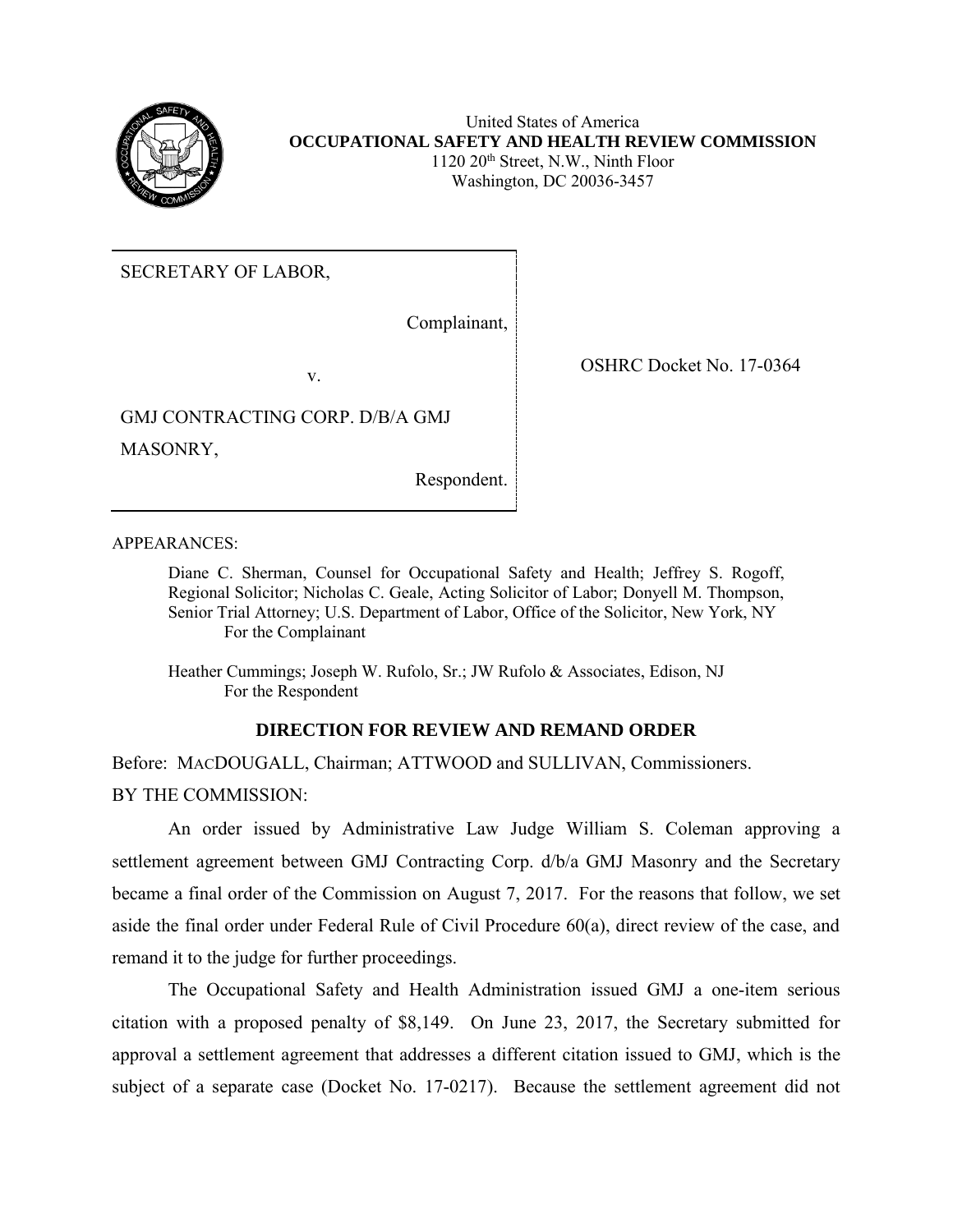United States of America
**OCCUPATIONAL SAFETY AND HEALTH REVIEW COMMISSION**
1120 20th Street, N.W., Ninth Floor
Washington, DC 20036-3457

SECRETARY OF LABOR,

Complainant,

v.

GMJ CONTRACTING CORP. D/B/A GMJ MASONRY,

Respondent.

OSHRC Docket No. 17-0364

APPEARANCES:

Diane C. Sherman, Counsel for Occupational Safety and Health; Jeffrey S. Rogoff, Regional Solicitor; Nicholas C. Geale, Acting Solicitor of Labor; Donyell M. Thompson, Senior Trial Attorney; U.S. Department of Labor, Office of the Solicitor, New York, NY
For the Complainant

Heather Cummings; Joseph W. Rufolo, Sr.; JW Rufolo & Associates, Edison, NJ
For the Respondent

## DIRECTION FOR REVIEW AND REMAND ORDER

Before: MACDOUGALL, Chairman; ATTWOOD and SULLIVAN, Commissioners.

BY THE COMMISSION:

An order issued by Administrative Law Judge William S. Coleman approving a settlement agreement between GMJ Contracting Corp. d/b/a GMJ Masonry and the Secretary became a final order of the Commission on August 7, 2017. For the reasons that follow, we set aside the final order under Federal Rule of Civil Procedure 60(a), direct review of the case, and remand it to the judge for further proceedings.

The Occupational Safety and Health Administration issued GMJ a one-item serious citation with a proposed penalty of $8,149. On June 23, 2017, the Secretary submitted for approval a settlement agreement that addresses a different citation issued to GMJ, which is the subject of a separate case (Docket No. 17-0217). Because the settlement agreement did not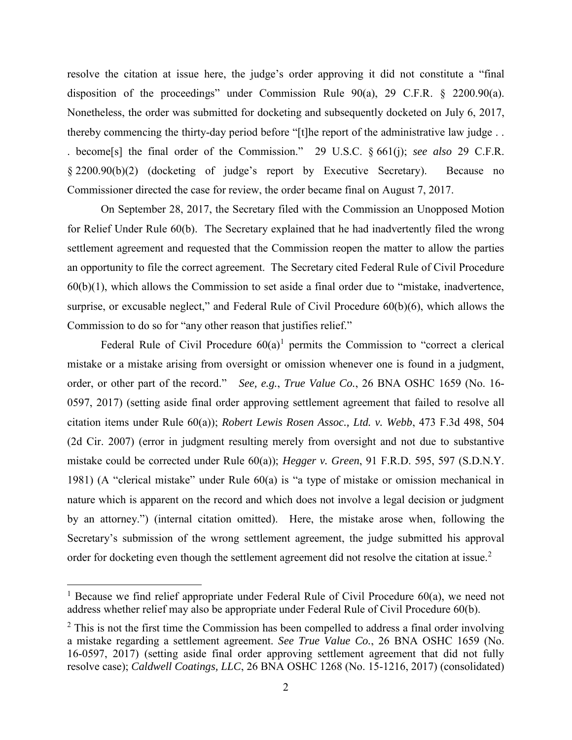resolve the citation at issue here, the judge's order approving it did not constitute a "final disposition of the proceedings" under Commission Rule 90(a), 29 C.F.R. § 2200.90(a). Nonetheless, the order was submitted for docketing and subsequently docketed on July 6, 2017, thereby commencing the thirty-day period before "[t]he report of the administrative law judge . . . become[s] the final order of the Commission." 29 U.S.C. § 661(j); *see also* 29 C.F.R. § 2200.90(b)(2) (docketing of judge's report by Executive Secretary). Because no Commissioner directed the case for review, the order became final on August 7, 2017.

On September 28, 2017, the Secretary filed with the Commission an Unopposed Motion for Relief Under Rule 60(b). The Secretary explained that he had inadvertently filed the wrong settlement agreement and requested that the Commission reopen the matter to allow the parties an opportunity to file the correct agreement. The Secretary cited Federal Rule of Civil Procedure 60(b)(1), which allows the Commission to set aside a final order due to "mistake, inadvertence, surprise, or excusable neglect," and Federal Rule of Civil Procedure 60(b)(6), which allows the Commission to do so for "any other reason that justifies relief."

Federal Rule of Civil Procedure 60(a)[1] permits the Commission to "correct a clerical mistake or a mistake arising from oversight or omission whenever one is found in a judgment, order, or other part of the record." *See, e.g.*, *True Value Co.*, 26 BNA OSHC 1659 (No. 16-0597, 2017) (setting aside final order approving settlement agreement that failed to resolve all citation items under Rule 60(a)); *Robert Lewis Rosen Assoc., Ltd. v. Webb*, 473 F.3d 498, 504 (2d Cir. 2007) (error in judgment resulting merely from oversight and not due to substantive mistake could be corrected under Rule 60(a)); *Hegger v. Green*, 91 F.R.D. 595, 597 (S.D.N.Y. 1981) (A "clerical mistake" under Rule 60(a) is "a type of mistake or omission mechanical in nature which is apparent on the record and which does not involve a legal decision or judgment by an attorney.") (internal citation omitted). Here, the mistake arose when, following the Secretary's submission of the wrong settlement agreement, the judge submitted his approval order for docketing even though the settlement agreement did not resolve the citation at issue.[2]

---

[1] Because we find relief appropriate under Federal Rule of Civil Procedure 60(a), we need not address whether relief may also be appropriate under Federal Rule of Civil Procedure 60(b).

[2] This is not the first time the Commission has been compelled to address a final order involving a mistake regarding a settlement agreement. *See True Value Co.*, 26 BNA OSHC 1659 (No. 16-0597, 2017) (setting aside final order approving settlement agreement that did not fully resolve case); *Caldwell Coatings, LLC*, 26 BNA OSHC 1268 (No. 15-1216, 2017) (consolidated)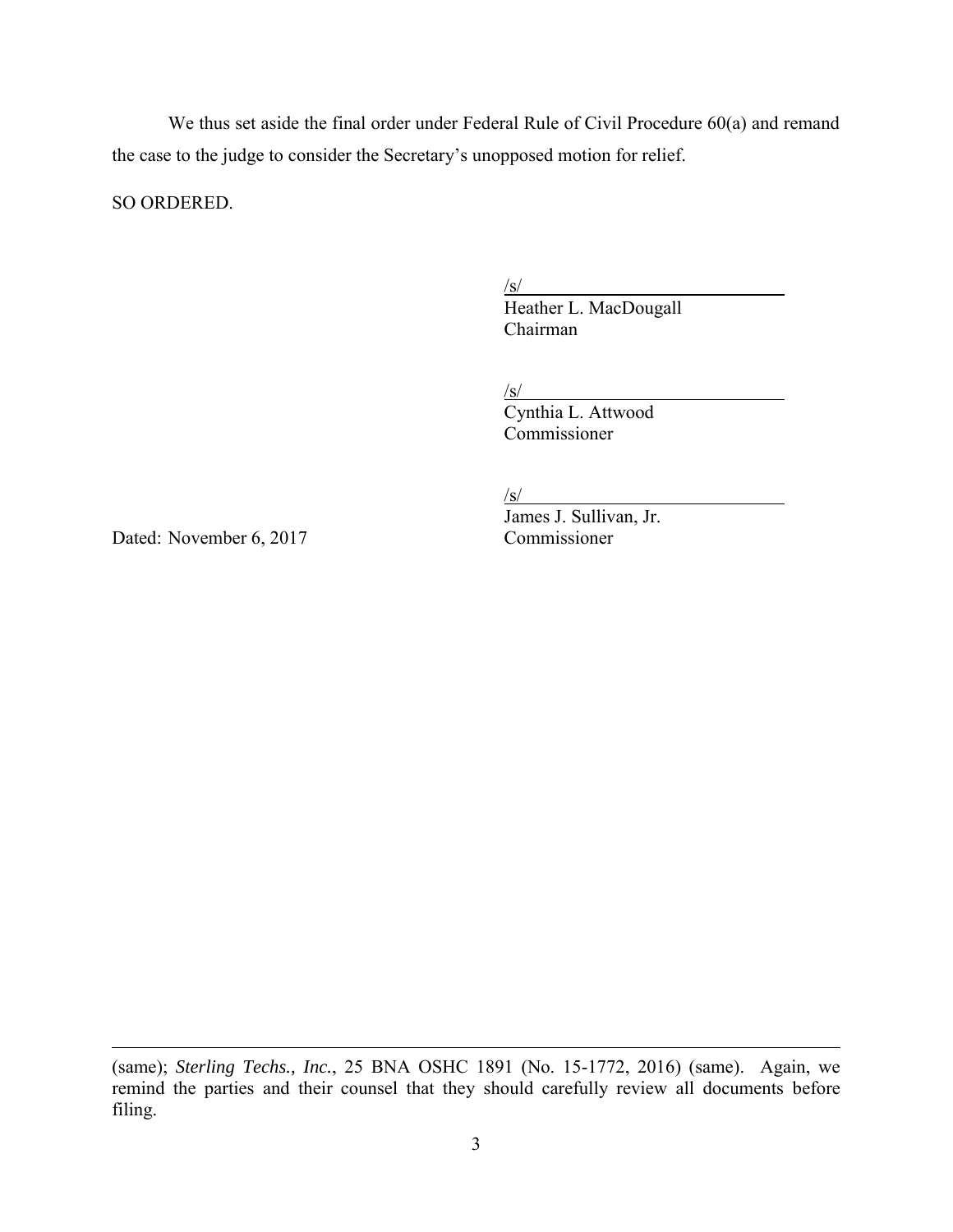We thus set aside the final order under Federal Rule of Civil Procedure 60(a) and remand the case to the judge to consider the Secretary's unopposed motion for relief.

SO ORDERED.

/s/  
Heather L. MacDougall  
Chairman

/s/  
Cynthia L. Attwood  
Commissioner

/s/  
James J. Sullivan, Jr.  
Commissioner

Dated: November 6, 2017

---

(same); *Sterling Techs., Inc.*, 25 BNA OSHC 1891 (No. 15-1772, 2016) (same). Again, we remind the parties and their counsel that they should carefully review all documents before filing.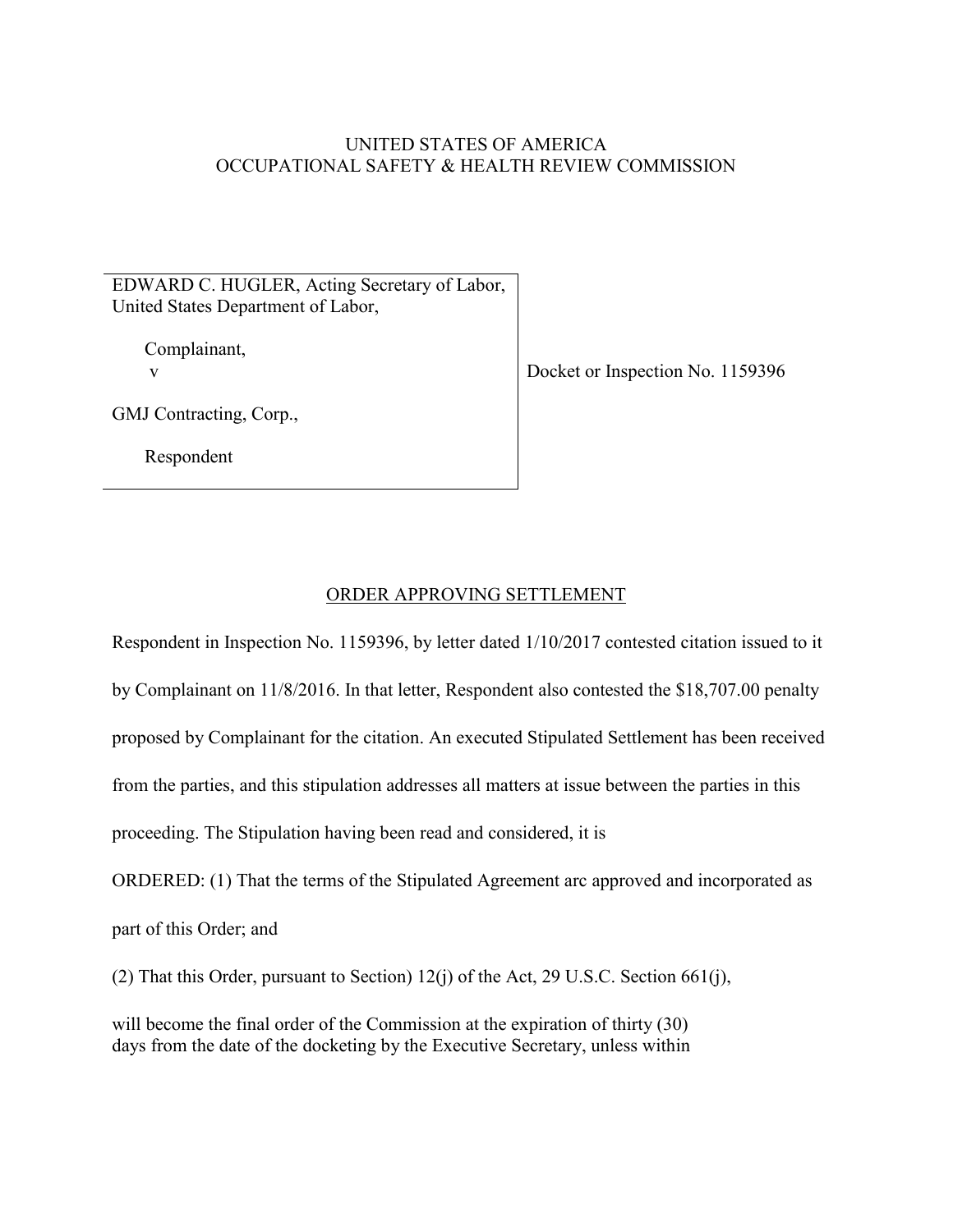UNITED STATES OF AMERICA
OCCUPATIONAL SAFETY & HEALTH REVIEW COMMISSION

| | |
|---|---|
| EDWARD C. HUGLER, Acting Secretary of Labor, United States Department of Labor,<br><br>Complainant,<br>v<br><br>GMJ Contracting, Corp.,<br><br>Respondent | Docket or Inspection No. 1159396 |

## ORDER APPROVING SETTLEMENT

Respondent in Inspection No. 1159396, by letter dated 1/10/2017 contested citation issued to it by Complainant on 11/8/2016. In that letter, Respondent also contested the $18,707.00 penalty proposed by Complainant for the citation. An executed Stipulated Settlement has been received from the parties, and this stipulation addresses all matters at issue between the parties in this proceeding. The Stipulation having been read and considered, it is

ORDERED: (1) That the terms of the Stipulated Agreement arc approved and incorporated as part of this Order; and

(2) That this Order, pursuant to Section) 12(j) of the Act, 29 U.S.C. Section 661(j),

will become the final order of the Commission at the expiration of thirty (30) days from the date of the docketing by the Executive Secretary, unless within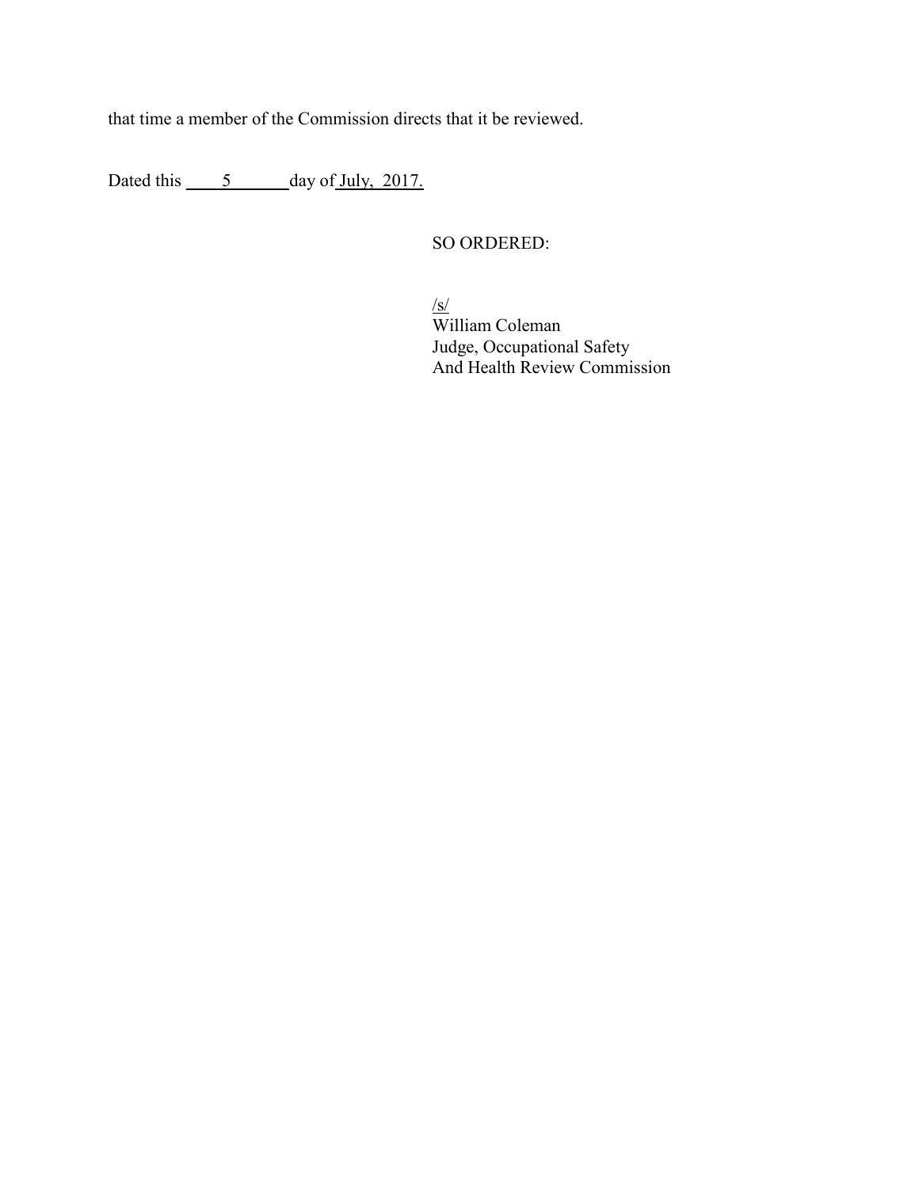that time a member of the Commission directs that it be reviewed.

Dated this 5 day of July, 2017.

SO ORDERED:

/s/
William Coleman
Judge, Occupational Safety
And Health Review Commission